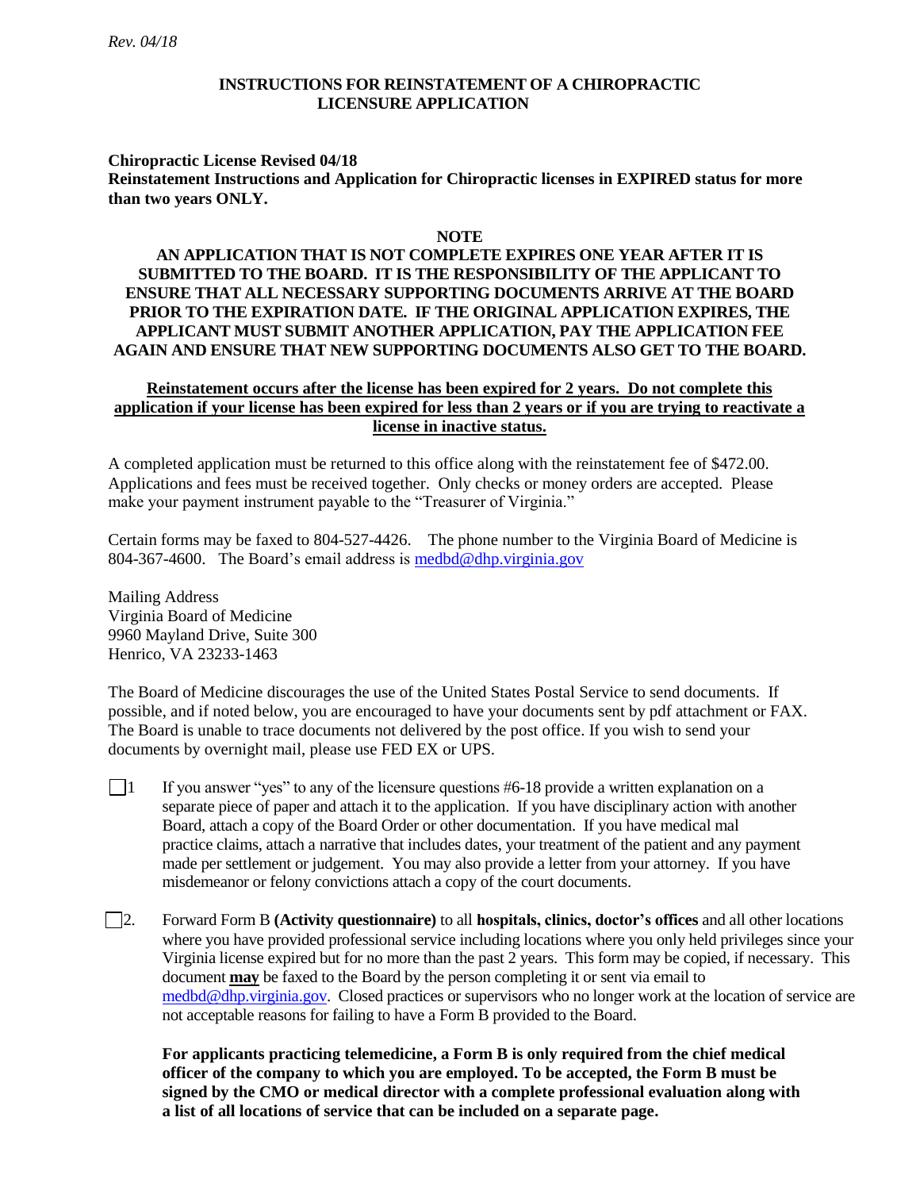*Rev. 04/18*

# INSTRUCTIONS FOR REINSTATEMENT OF A CHIROPRACTIC LICENSURE APPLICATION

**Chiropractic License Revised 04/18**
**Reinstatement Instructions and Application for Chiropractic licenses in EXPIRED status for more than two years ONLY.**

**NOTE**

**AN APPLICATION THAT IS NOT COMPLETE EXPIRES ONE YEAR AFTER IT IS SUBMITTED TO THE BOARD. IT IS THE RESPONSIBILITY OF THE APPLICANT TO ENSURE THAT ALL NECESSARY SUPPORTING DOCUMENTS ARRIVE AT THE BOARD PRIOR TO THE EXPIRATION DATE. IF THE ORIGINAL APPLICATION EXPIRES, THE APPLICANT MUST SUBMIT ANOTHER APPLICATION, PAY THE APPLICATION FEE AGAIN AND ENSURE THAT NEW SUPPORTING DOCUMENTS ALSO GET TO THE BOARD.**

**<u>Reinstatement occurs after the license has been expired for 2 years. Do not complete this application if your license has been expired for less than 2 years or if you are trying to reactivate a license in inactive status.</u>**

A completed application must be returned to this office along with the reinstatement fee of $472.00. Applications and fees must be received together. Only checks or money orders are accepted. Please make your payment instrument payable to the "Treasurer of Virginia."

Certain forms may be faxed to 804-527-4426. The phone number to the Virginia Board of Medicine is 804-367-4600. The Board's email address is medbd@dhp.virginia.gov

Mailing Address
Virginia Board of Medicine
9960 Mayland Drive, Suite 300
Henrico, VA 23233-1463

The Board of Medicine discourages the use of the United States Postal Service to send documents. If possible, and if noted below, you are encouraged to have your documents sent by pdf attachment or FAX. The Board is unable to trace documents not delivered by the post office. If you wish to send your documents by overnight mail, please use FED EX or UPS.

☐ 1 If you answer "yes" to any of the licensure questions #6-18 provide a written explanation on a separate piece of paper and attach it to the application. If you have disciplinary action with another Board, attach a copy of the Board Order or other documentation. If you have medical mal practice claims, attach a narrative that includes dates, your treatment of the patient and any payment made per settlement or judgement. You may also provide a letter from your attorney. If you have misdemeanor or felony convictions attach a copy of the court documents.

☐ 2. Forward Form B **(Activity questionnaire)** to all **hospitals, clinics, doctor's offices** and all other locations where you have provided professional service including locations where you only held privileges since your Virginia license expired but for no more than the past 2 years. This form may be copied, if necessary. This document **<u>may</u>** be faxed to the Board by the person completing it or sent via email to medbd@dhp.virginia.gov. Closed practices or supervisors who no longer work at the location of service are not acceptable reasons for failing to have a Form B provided to the Board.

**For applicants practicing telemedicine, a Form B is only required from the chief medical officer of the company to which you are employed. To be accepted, the Form B must be signed by the CMO or medical director with a complete professional evaluation along with a list of all locations of service that can be included on a separate page.**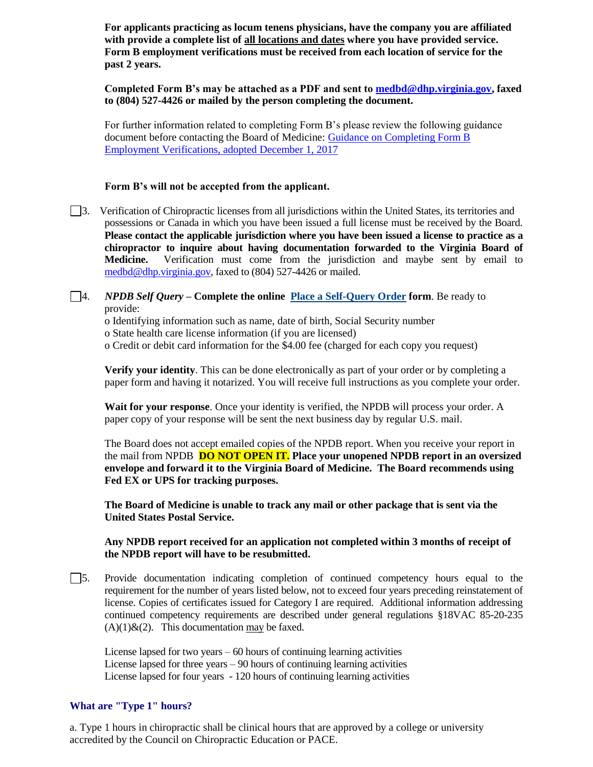**For applicants practicing as locum tenens physicians, have the company you are affiliated with provide a complete list of all locations and dates where you have provided service. Form B employment verifications must be received from each location of service for the past 2 years.**

**Completed Form B's may be attached as a PDF and sent to medbd@dhp.virginia.gov, faxed to (804) 527-4426 or mailed by the person completing the document.**

For further information related to completing Form B's please review the following guidance document before contacting the Board of Medicine: Guidance on Completing Form B Employment Verifications, adopted December 1, 2017

**Form B's will not be accepted from the applicant.**

☐ 3. Verification of Chiropractic licenses from all jurisdictions within the United States, its territories and possessions or Canada in which you have been issued a full license must be received by the Board. **Please contact the applicable jurisdiction where you have been issued a license to practice as a chiropractor to inquire about having documentation forwarded to the Virginia Board of Medicine.** Verification must come from the jurisdiction and maybe sent by email to medbd@dhp.virginia.gov, faxed to (804) 527-4426 or mailed.

☐ 4. ***NPDB Self Query* – Complete the online Place a Self-Query Order form**. Be ready to provide:

o Identifying information such as name, date of birth, Social Security number
o State health care license information (if you are licensed)
o Credit or debit card information for the $4.00 fee (charged for each copy you request)

**Verify your identity**. This can be done electronically as part of your order or by completing a paper form and having it notarized. You will receive full instructions as you complete your order.

**Wait for your response**. Once your identity is verified, the NPDB will process your order. A paper copy of your response will be sent the next business day by regular U.S. mail.

The Board does not accept emailed copies of the NPDB report. When you receive your report in the mail from NPDB **DO NOT OPEN IT. Place your unopened NPDB report in an oversized envelope and forward it to the Virginia Board of Medicine. The Board recommends using Fed EX or UPS for tracking purposes.**

**The Board of Medicine is unable to track any mail or other package that is sent via the United States Postal Service.**

**Any NPDB report received for an application not completed within 3 months of receipt of the NPDB report will have to be resubmitted.**

☐ 5. Provide documentation indicating completion of continued competency hours equal to the requirement for the number of years listed below, not to exceed four years preceding reinstatement of license. Copies of certificates issued for Category I are required. Additional information addressing continued competency requirements are described under general regulations §18VAC 85-20-235 (A)(1)&(2). This documentation may be faxed.

License lapsed for two years – 60 hours of continuing learning activities
License lapsed for three years – 90 hours of continuing learning activities
License lapsed for four years - 120 hours of continuing learning activities

### What are "Type 1" hours?

a. Type 1 hours in chiropractic shall be clinical hours that are approved by a college or university accredited by the Council on Chiropractic Education or PACE.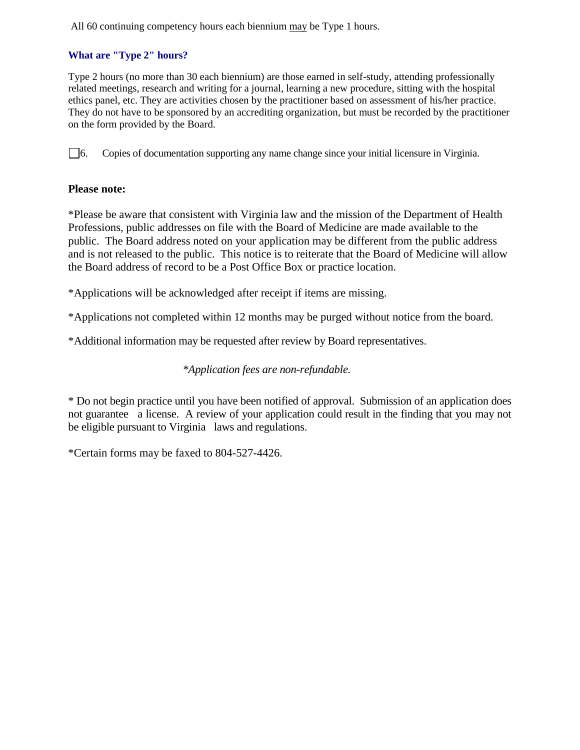All 60 continuing competency hours each biennium may be Type 1 hours.

### What are "Type 2" hours?

Type 2 hours (no more than 30 each biennium) are those earned in self-study, attending professionally related meetings, research and writing for a journal, learning a new procedure, sitting with the hospital ethics panel, etc. They are activities chosen by the practitioner based on assessment of his/her practice. They do not have to be sponsored by an accrediting organization, but must be recorded by the practitioner on the form provided by the Board.

☐ 6. Copies of documentation supporting any name change since your initial licensure in Virginia.

**Please note:**

*Please be aware that consistent with Virginia law and the mission of the Department of Health Professions, public addresses on file with the Board of Medicine are made available to the public. The Board address noted on your application may be different from the public address and is not released to the public. This notice is to reiterate that the Board of Medicine will allow the Board address of record to be a Post Office Box or practice location.

*Applications will be acknowledged after receipt if items are missing.

*Applications not completed within 12 months may be purged without notice from the board.

*Additional information may be requested after review by Board representatives.

*\*Application fees are non-refundable.*

* Do not begin practice until you have been notified of approval. Submission of an application does not guarantee a license. A review of your application could result in the finding that you may not be eligible pursuant to Virginia laws and regulations.

*Certain forms may be faxed to 804-527-4426.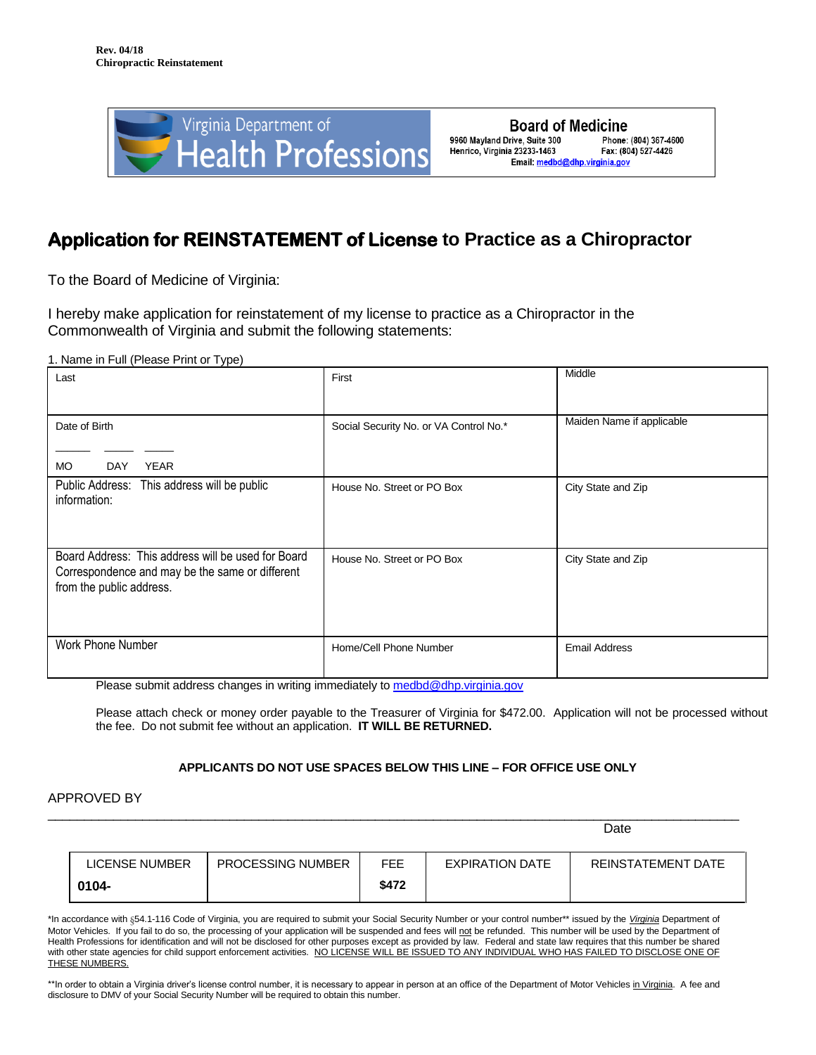Rev. 04/18
**Chiropractic Reinstatement**

| Virginia Department of Health Professions | **Board of Medicine**<br>9960 Mayland Drive, Suite 300<br>Henrico, Virginia 23233-1463<br>Phone: (804) 367-4600<br>Fax: (804) 527-4426<br>Email: medbd@dhp.virginia.gov |
|---|---|

# Application for REINSTATEMENT of License to Practice as a Chiropractor

To the Board of Medicine of Virginia:

I hereby make application for reinstatement of my license to practice as a Chiropractor in the Commonwealth of Virginia and submit the following statements:

1. Name in Full (Please Print or Type)

| Last | First | Middle |
|---|---|---|
| Date of Birth<br>\_\_\_\_\_ \_\_\_\_\_ \_\_\_\_\_<br>MO DAY YEAR | Social Security No. or VA Control No.* | Maiden Name if applicable |
| Public Address: This address will be public information: | House No. Street or PO Box | City State and Zip |
| Board Address: This address will be used for Board Correspondence and may be the same or different from the public address. | House No. Street or PO Box | City State and Zip |
| Work Phone Number | Home/Cell Phone Number | Email Address |

Please submit address changes in writing immediately to medbd@dhp.virginia.gov

Please attach check or money order payable to the Treasurer of Virginia for $472.00. Application will not be processed without the fee. Do not submit fee without an application. **IT WILL BE RETURNED.**

**APPLICANTS DO NOT USE SPACES BELOW THIS LINE – FOR OFFICE USE ONLY**

APPROVED BY

\_\_\_\_\_\_\_\_\_\_\_\_\_\_\_\_\_\_\_\_\_\_\_\_\_\_\_\_\_\_\_\_\_\_\_\_\_\_\_\_\_\_\_\_\_\_\_\_\_\_\_\_\_\_\_\_\_\_\_\_\_\_\_\_\_\_\_\_\_\_\_\_\_\_\_\_\_\_\_\_\_\_
Date

| LICENSE NUMBER | PROCESSING NUMBER | FEE | EXPIRATION DATE | REINSTATEMENT DATE |
|---|---|---|---|---|
| **0104-** | | **$472** | | |

*In accordance with §54.1-116 Code of Virginia, you are required to submit your Social Security Number or your control number** issued by the *Virginia* Department of Motor Vehicles. If you fail to do so, the processing of your application will be suspended and fees will not be refunded. This number will be used by the Department of Health Professions for identification and will not be disclosed for other purposes except as provided by law. Federal and state law requires that this number be shared with other state agencies for child support enforcement activities. NO LICENSE WILL BE ISSUED TO ANY INDIVIDUAL WHO HAS FAILED TO DISCLOSE ONE OF THESE NUMBERS.

**In order to obtain a Virginia driver's license control number, it is necessary to appear in person at an office of the Department of Motor Vehicles in Virginia. A fee and disclosure to DMV of your Social Security Number will be required to obtain this number.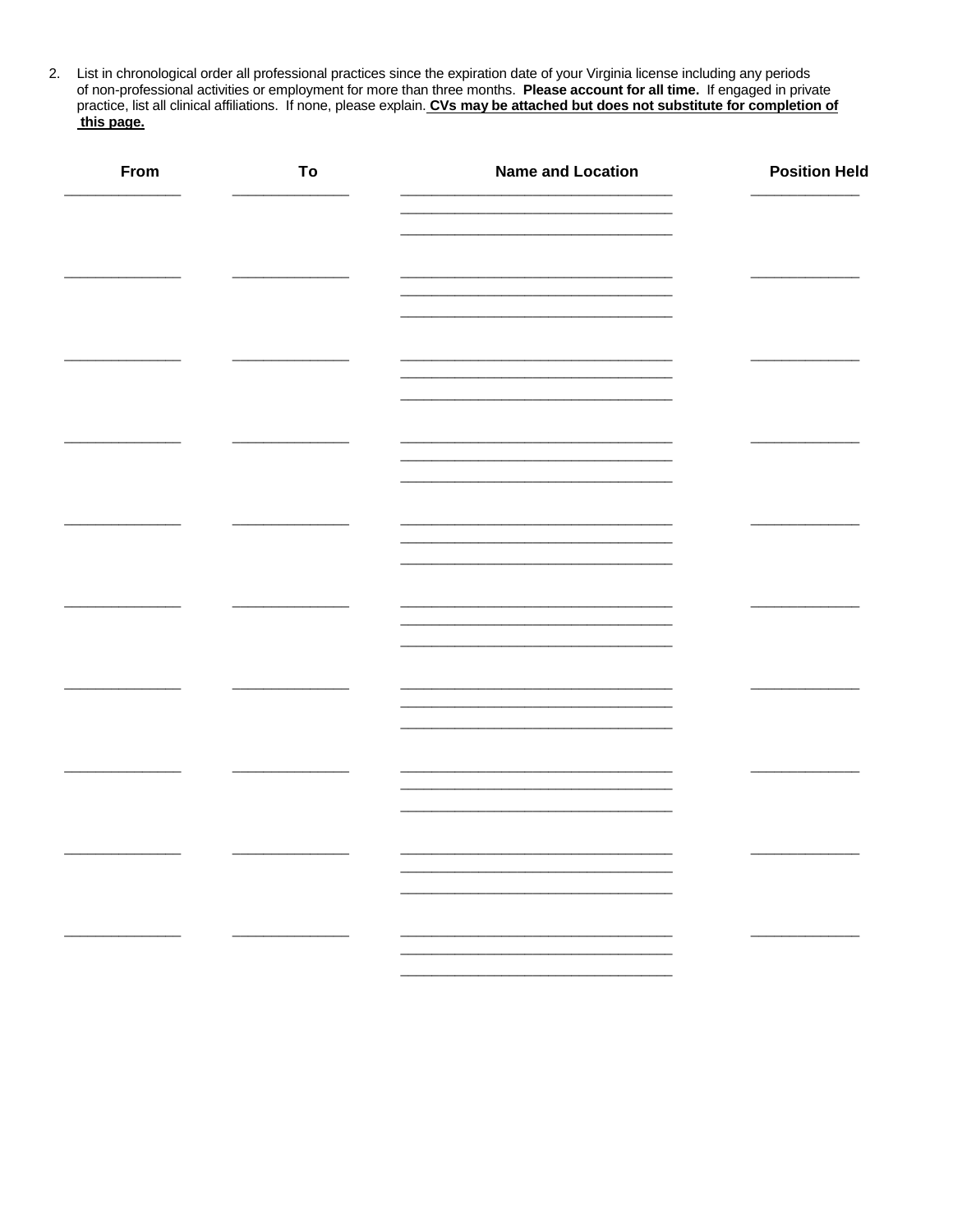2. List in chronological order all professional practices since the expiration date of your Virginia license including any periods of non-professional activities or employment for more than three months. **Please account for all time.** If engaged in private practice, list all clinical affiliations. If none, please explain. **CVs may be attached but does not substitute for completion of this page.**

| From | To | Name and Location | Position Held |
|---|---|---|---|
| | | | |
| | | | |
| | | | |
| | | | |
| | | | |
| | | | |
| | | | |
| | | | |
| | | | |
| | | | |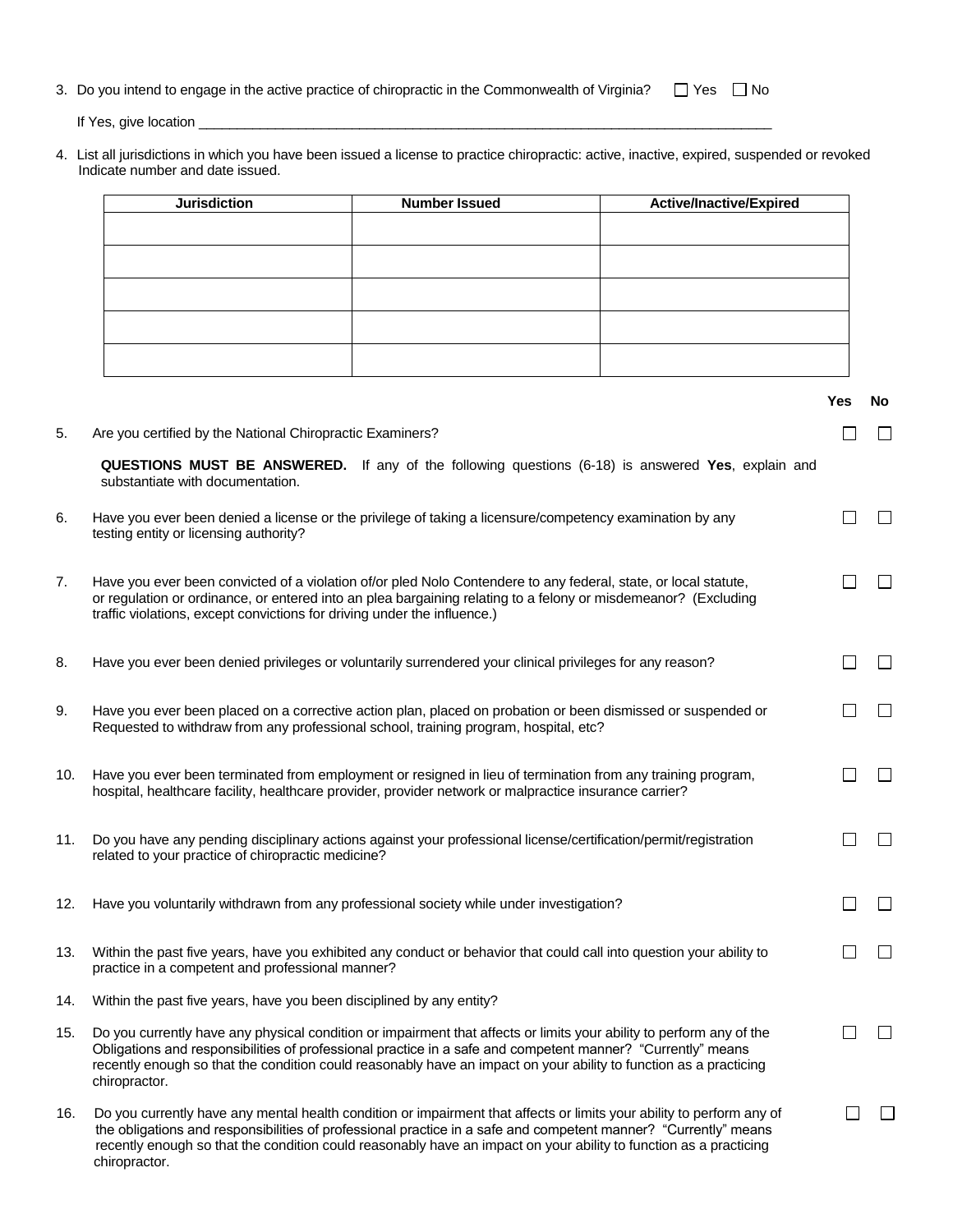3. Do you intend to engage in the active practice of chiropractic in the Commonwealth of Virginia? ☐ Yes ☐ No

   If Yes, give location \_\_\_\_\_\_\_\_\_\_\_\_\_\_\_\_\_\_\_\_\_\_\_\_\_\_\_\_\_\_\_\_\_\_\_\_\_\_\_\_\_\_\_\_\_\_\_\_\_\_\_\_\_\_\_\_\_\_\_\_\_\_\_\_\_\_\_\_\_\_

4. List all jurisdictions in which you have been issued a license to practice chiropractic: active, inactive, expired, suspended or revoked Indicate number and date issued.

| Jurisdiction | Number Issued | Active/Inactive/Expired |
|---|---|---|
| | | |
| | | |
| | | |
| | | |
| | | |

| | | Yes | No |
|---|---|---|---|
| 5. | Are you certified by the National Chiropractic Examiners? | ☐ | ☐ |
| | **QUESTIONS MUST BE ANSWERED.** If any of the following questions (6-18) is answered **Yes**, explain and substantiate with documentation. | | |
| 6. | Have you ever been denied a license or the privilege of taking a licensure/competency examination by any testing entity or licensing authority? | ☐ | ☐ |
| 7. | Have you ever been convicted of a violation of/or pled Nolo Contendere to any federal, state, or local statute, or regulation or ordinance, or entered into an plea bargaining relating to a felony or misdemeanor? (Excluding traffic violations, except convictions for driving under the influence.) | ☐ | ☐ |
| 8. | Have you ever been denied privileges or voluntarily surrendered your clinical privileges for any reason? | ☐ | ☐ |
| 9. | Have you ever been placed on a corrective action plan, placed on probation or been dismissed or suspended or Requested to withdraw from any professional school, training program, hospital, etc? | ☐ | ☐ |
| 10. | Have you ever been terminated from employment or resigned in lieu of termination from any training program, hospital, healthcare facility, healthcare provider, provider network or malpractice insurance carrier? | ☐ | ☐ |
| 11. | Do you have any pending disciplinary actions against your professional license/certification/permit/registration related to your practice of chiropractic medicine? | ☐ | ☐ |
| 12. | Have you voluntarily withdrawn from any professional society while under investigation? | ☐ | ☐ |
| 13. | Within the past five years, have you exhibited any conduct or behavior that could call into question your ability to practice in a competent and professional manner? | ☐ | ☐ |
| 14. | Within the past five years, have you been disciplined by any entity? | | |
| 15. | Do you currently have any physical condition or impairment that affects or limits your ability to perform any of the Obligations and responsibilities of professional practice in a safe and competent manner? "Currently" means recently enough so that the condition could reasonably have an impact on your ability to function as a practicing chiropractor. | ☐ | ☐ |
| 16. | Do you currently have any mental health condition or impairment that affects or limits your ability to perform any of the obligations and responsibilities of professional practice in a safe and competent manner? "Currently" means recently enough so that the condition could reasonably have an impact on your ability to function as a practicing chiropractor. | ☐ | ☐ |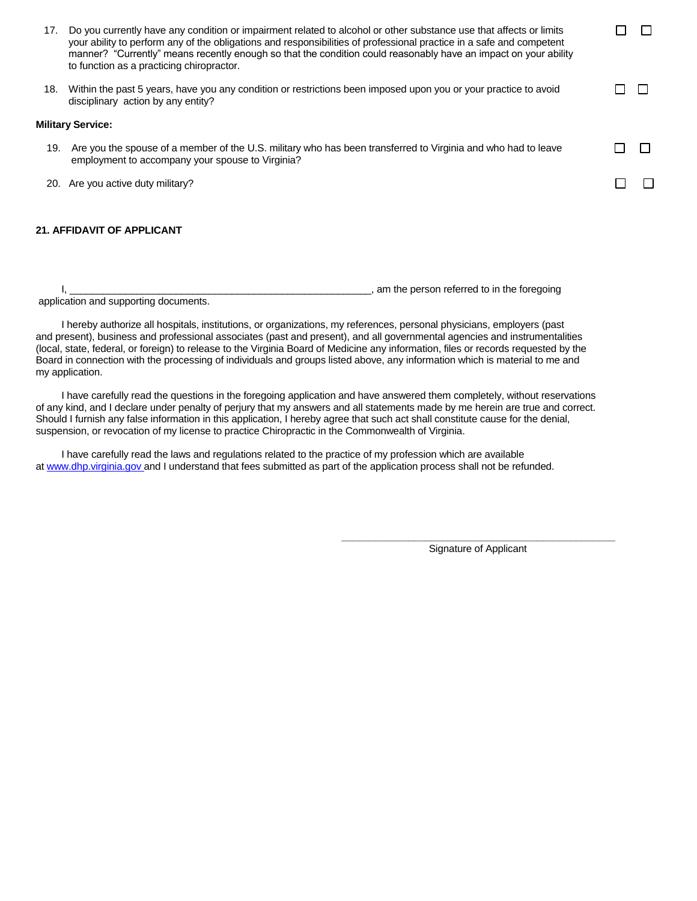17. Do you currently have any condition or impairment related to alcohol or other substance use that affects or limits your ability to perform any of the obligations and responsibilities of professional practice in a safe and competent manner? "Currently" means recently enough so that the condition could reasonably have an impact on your ability to function as a practicing chiropractor. ☐ ☐

18. Within the past 5 years, have you any condition or restrictions been imposed upon you or your practice to avoid disciplinary action by any entity? ☐ ☐

**Military Service:**

19. Are you the spouse of a member of the U.S. military who has been transferred to Virginia and who had to leave employment to accompany your spouse to Virginia? ☐ ☐

20. Are you active duty military? ☐ ☐

**21. AFFIDAVIT OF APPLICANT**

I, ________________________________________________________, am the person referred to in the foregoing application and supporting documents.

I hereby authorize all hospitals, institutions, or organizations, my references, personal physicians, employers (past and present), business and professional associates (past and present), and all governmental agencies and instrumentalities (local, state, federal, or foreign) to release to the Virginia Board of Medicine any information, files or records requested by the Board in connection with the processing of individuals and groups listed above, any information which is material to me and my application.

I have carefully read the questions in the foregoing application and have answered them completely, without reservations of any kind, and I declare under penalty of perjury that my answers and all statements made by me herein are true and correct. Should I furnish any false information in this application, I hereby agree that such act shall constitute cause for the denial, suspension, or revocation of my license to practice Chiropractic in the Commonwealth of Virginia.

I have carefully read the laws and regulations related to the practice of my profession which are available at www.dhp.virginia.gov and I understand that fees submitted as part of the application process shall not be refunded.

_____________________________________________

Signature of Applicant